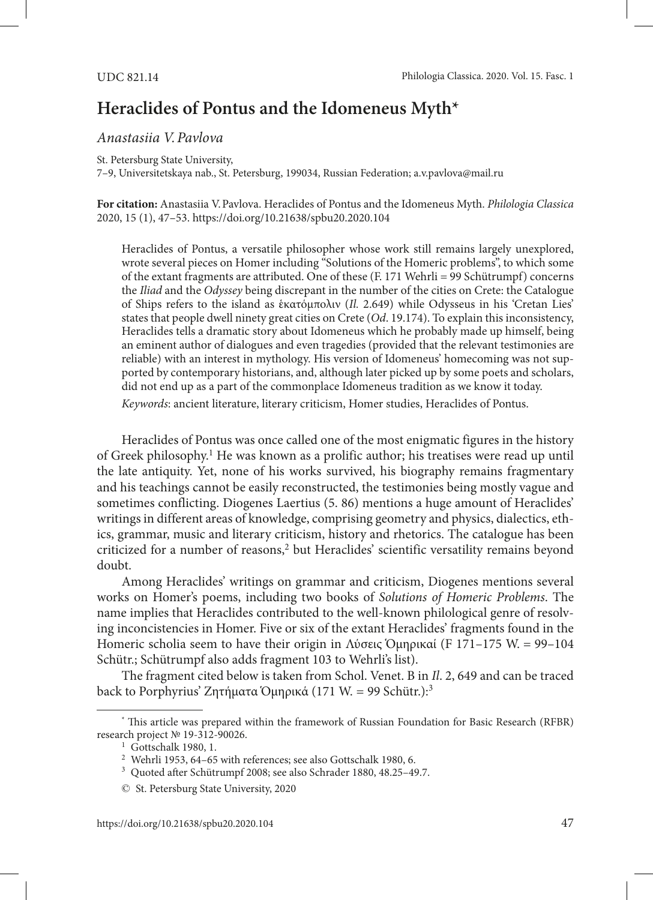UDC 821.14

# Heraclides of Pontus and the Idomeneus Myth*

*Anastasiia V. Pavlova*

St. Petersburg State University,
7–9, Universitetskaya nab., St. Petersburg, 199034, Russian Federation; a.v.pavlova@mail.ru

**For citation:** Anastasiia V. Pavlova. Heraclides of Pontus and the Idomeneus Myth. *Philologia Classica* 2020, 15 (1), 47–53. https://doi.org/10.21638/spbu20.2020.104

> Heraclides of Pontus, a versatile philosopher whose work still remains largely unexplored, wrote several pieces on Homer including "Solutions of the Homeric problems", to which some of the extant fragments are attributed. One of these (F. 171 Wehrli = 99 Schütrumpf) concerns the *Iliad* and the *Odyssey* being discrepant in the number of the cities on Crete: the Catalogue of Ships refers to the island as ἑκατόμπολιν (*Il.* 2.649) while Odysseus in his 'Cretan Lies' states that people dwell ninety great cities on Crete (*Od*. 19.174). To explain this inconsistency, Heraclides tells a dramatic story about Idomeneus which he probably made up himself, being an eminent author of dialogues and even tragedies (provided that the relevant testimonies are reliable) with an interest in mythology. His version of Idomeneus' homecoming was not supported by contemporary historians, and, although later picked up by some poets and scholars, did not end up as a part of the commonplace Idomeneus tradition as we know it today.
>
> *Keywords*: ancient literature, literary criticism, Homer studies, Heraclides of Pontus.

Heraclides of Pontus was once called one of the most enigmatic figures in the history of Greek philosophy.[1] He was known as a prolific author; his treatises were read up until the late antiquity. Yet, none of his works survived, his biography remains fragmentary and his teachings cannot be easily reconstructed, the testimonies being mostly vague and sometimes conflicting. Diogenes Laertius (5. 86) mentions a huge amount of Heraclides' writings in different areas of knowledge, comprising geometry and physics, dialectics, ethics, grammar, music and literary criticism, history and rhetorics. The catalogue has been criticized for a number of reasons,[2] but Heraclides' scientific versatility remains beyond doubt.

Among Heraclides' writings on grammar and criticism, Diogenes mentions several works on Homer's poems, including two books of *Solutions of Homeric Problems*. The name implies that Heraclides contributed to the well-known philological genre of resolving inconsistencies in Homer. Five or six of the extant Heraclides' fragments found in the Homeric scholia seem to have their origin in Λύσεις Ὁμηρικαί (F 171–175 W. = 99–104 Schütr.; Schütrumpf also adds fragment 103 to Wehrli's list).

The fragment cited below is taken from Schol. Venet. B in *Il*. 2, 649 and can be traced back to Porphyrius' Ζητήματα Ὁμηρικά (171 W. = 99 Schütr.):[3]

---

\* This article was prepared within the framework of Russian Foundation for Basic Research (RFBR) research project № 19-312-90026.

[1] Gottschalk 1980, 1.

[2] Wehrli 1953, 64–65 with references; see also Gottschalk 1980, 6.

[3] Quoted after Schütrumpf 2008; see also Schrader 1880, 48.25–49.7.

© St. Petersburg State University, 2020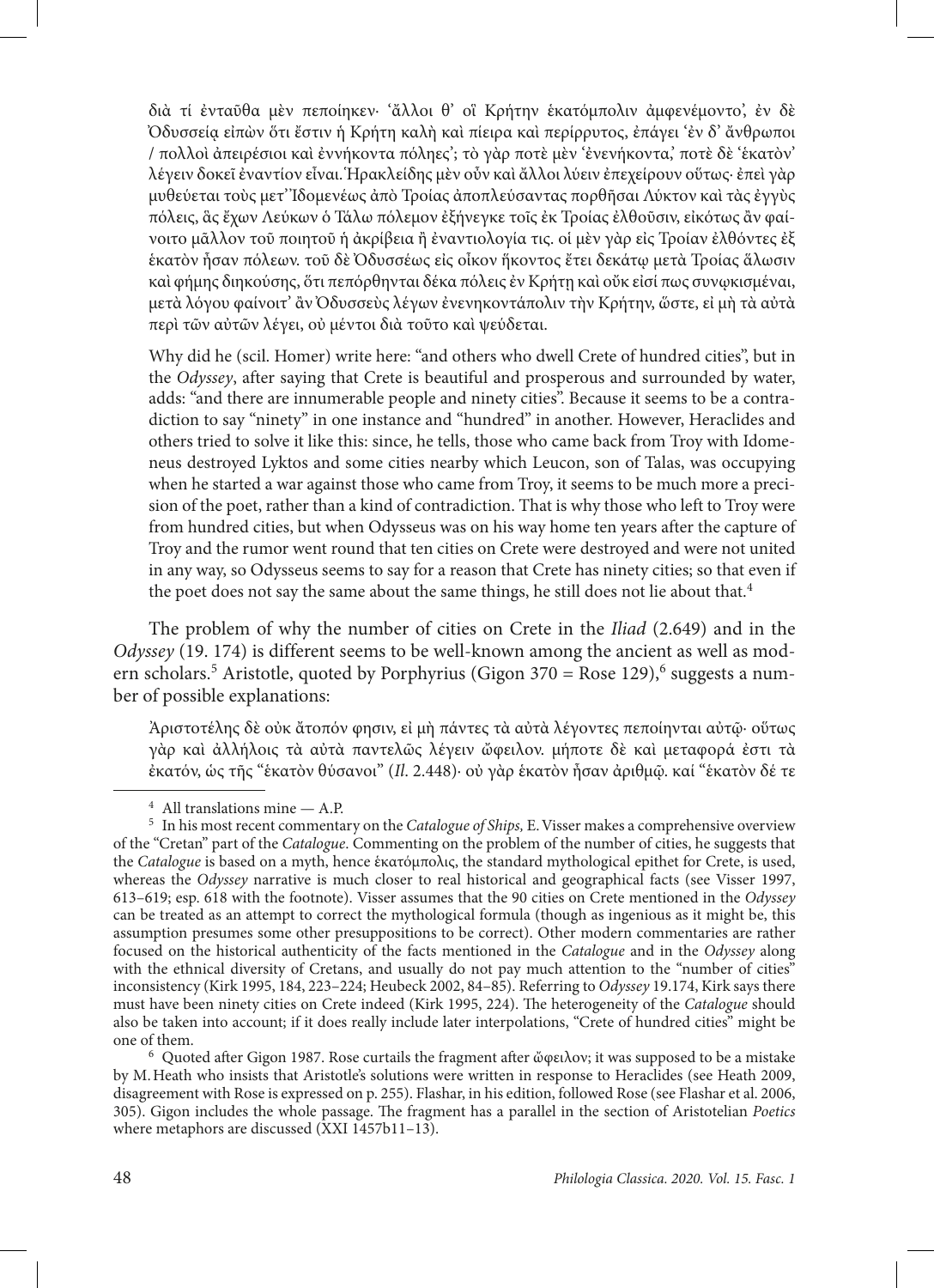διὰ τί ἐνταῦθα μὲν πεποίηκεν· 'ἄλλοι θ' οἳ Κρήτην ἑκατόμπολιν ἀμφενέμοντο', ἐν δὲ Ὀδυσσείᾳ εἰπὼν ὅτι ἔστιν ἡ Κρήτη καλὴ καὶ πίειρα καὶ περίρρυτος, ἐπάγει 'ἐν δ' ἄνθρωποι / πολλοὶ ἀπειρέσιοι καὶ ἐννήκοντα πόληες'; τὸ γὰρ ποτὲ μὲν 'ἐνενήκοντα,' ποτὲ δὲ 'ἑκατὸν' λέγειν δοκεῖ ἐναντίον εἶναι. Ἡρακλείδης μὲν οὖν καὶ ἄλλοι λύειν ἐπεχείρουν οὕτως· ἐπεὶ γὰρ μυθεύεται τοὺς μετ' Ἰδομενέως ἀπὸ Τροίας ἀποπλεύσαντας πορθῆσαι Λύκτον καὶ τὰς ἐγγὺς πόλεις, ἃς ἔχων Λεύκων ὁ Τάλω πόλεμον ἐξήνεγκε τοῖς ἐκ Τροίας ἐλθοῦσιν, εἰκότως ἂν φαίνοιτο μᾶλλον τοῦ ποιητοῦ ἡ ἀκρίβεια ἢ ἐναντιολογία τις. οἱ μὲν γὰρ εἰς Τροίαν ἐλθόντες ἐξ ἑκατὸν ἦσαν πόλεων. τοῦ δὲ Ὀδυσσέως εἰς οἶκον ἥκοντος ἔτει δεκάτῳ μετὰ Τροίας ἅλωσιν καὶ φήμης διηκούσης, ὅτι πεπόρθηνται δέκα πόλεις ἐν Κρήτῃ καὶ οὔκ εἰσί πως συνῳκισμέναι, μετὰ λόγου φαίνοιτ' ἂν Ὀδυσσεὺς λέγων ἐνενηκοντάπολιν τὴν Κρήτην, ὥστε, εἰ μὴ τὰ αὐτὰ περὶ τῶν αὐτῶν λέγει, οὐ μέντοι διὰ τοῦτο καὶ ψεύδεται.

Why did he (scil. Homer) write here: "and others who dwell Crete of hundred cities", but in the *Odyssey*, after saying that Crete is beautiful and prosperous and surrounded by water, adds: "and there are innumerable people and ninety cities". Because it seems to be a contradiction to say "ninety" in one instance and "hundred" in another. However, Heraclides and others tried to solve it like this: since, he tells, those who came back from Troy with Idomeneus destroyed Lyktos and some cities nearby which Leucon, son of Talas, was occupying when he started a war against those who came from Troy, it seems to be much more a precision of the poet, rather than a kind of contradiction. That is why those who left to Troy were from hundred cities, but when Odysseus was on his way home ten years after the capture of Troy and the rumor went round that ten cities on Crete were destroyed and were not united in any way, so Odysseus seems to say for a reason that Crete has ninety cities; so that even if the poet does not say the same about the same things, he still does not lie about that.[4]

The problem of why the number of cities on Crete in the *Iliad* (2.649) and in the *Odyssey* (19. 174) is different seems to be well-known among the ancient as well as modern scholars.[5] Aristotle, quoted by Porphyrius (Gigon 370 = Rose 129),[6] suggests a number of possible explanations:

Ἀριστοτέλης δὲ οὐκ ἄτοπόν φησιν, εἰ μὴ πάντες τὰ αὐτὰ λέγοντες πεποίηνται αὐτῷ· οὕτως γὰρ καὶ ἀλλήλοις τὰ αὐτὰ παντελῶς λέγειν ὤφειλον. μήποτε δὲ καὶ μεταφορά ἐστι τὰ ἑκατόν, ὡς τῆς "ἑκατὸν θύσανοι" (*Il*. 2.448)· οὐ γὰρ ἑκατὸν ἦσαν ἀριθμῷ. καί "ἑκατὸν δέ τε

---

[4] All translations mine — A.P.

[5] In his most recent commentary on the *Catalogue of Ships,* E. Visser makes a comprehensive overview of the "Cretan" part of the *Catalogue*. Commenting on the problem of the number of cities, he suggests that the *Catalogue* is based on a myth, hence ἑκατόμπολις, the standard mythological epithet for Crete, is used, whereas the *Odyssey* narrative is much closer to real historical and geographical facts (see Visser 1997, 613–619; esp. 618 with the footnote). Visser assumes that the 90 cities on Crete mentioned in the *Odyssey* can be treated as an attempt to correct the mythological formula (though as ingenious as it might be, this assumption presumes some other presuppositions to be correct). Other modern commentaries are rather focused on the historical authenticity of the facts mentioned in the *Catalogue* and in the *Odyssey* along with the ethnical diversity of Cretans, and usually do not pay much attention to the "number of cities" inconsistency (Kirk 1995, 184, 223–224; Heubeck 2002, 84–85). Referring to *Odyssey* 19.174, Kirk says there must have been ninety cities on Crete indeed (Kirk 1995, 224). The heterogeneity of the *Catalogue* should also be taken into account; if it does really include later interpolations, "Crete of hundred cities" might be one of them.

[6] Quoted after Gigon 1987. Rose curtails the fragment after ὤφειλον; it was supposed to be a mistake by M. Heath who insists that Aristotle's solutions were written in response to Heraclides (see Heath 2009, disagreement with Rose is expressed on p. 255). Flashar, in his edition, followed Rose (see Flashar et al. 2006, 305). Gigon includes the whole passage. The fragment has a parallel in the section of Aristotelian *Poetics* where metaphors are discussed (XXI 1457b11–13).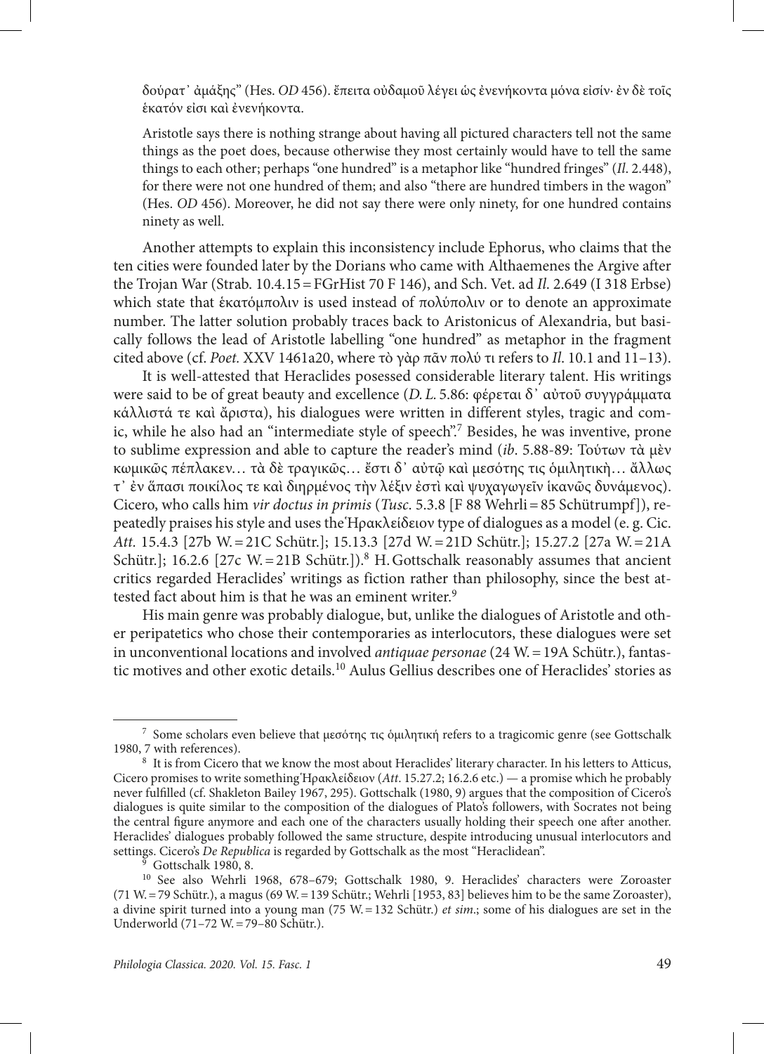δούρατ᾽ ἀμάξης" (Hes. *OD* 456). ἔπειτα οὐδαμοῦ λέγει ὡς ἐνενήκοντα μόνα εἰσίν· ἐν δὲ τοῖς ἑκατόν εἰσι καὶ ἐνενήκοντα.

Aristotle says there is nothing strange about having all pictured characters tell not the same things as the poet does, because otherwise they most certainly would have to tell the same things to each other; perhaps "one hundred" is a metaphor like "hundred fringes" (*Il.* 2.448), for there were not one hundred of them; and also "there are hundred timbers in the wagon" (Hes. *OD* 456). Moreover, he did not say there were only ninety, for one hundred contains ninety as well.

Another attempts to explain this inconsistency include Ephorus, who claims that the ten cities were founded later by the Dorians who came with Althaemenes the Argive after the Trojan War (Strab. 10.4.15 = FGrHist 70 F 146), and Sch. Vet. ad *Il.* 2.649 (I 318 Erbse) which state that ἑκατόμπολιν is used instead of πολύπολιν or to denote an approximate number. The latter solution probably traces back to Aristonicus of Alexandria, but basically follows the lead of Aristotle labelling "one hundred" as metaphor in the fragment cited above (cf. *Poet.* XXV 1461a20, where τὸ γὰρ πᾶν πολύ τι refers to *Il.* 10.1 and 11–13).

It is well-attested that Heraclides posessed considerable literary talent. His writings were said to be of great beauty and excellence (*D. L.* 5.86: φέρεται δ᾽ αὐτοῦ συγγράμματα κάλλιστά τε καὶ ἄριστα), his dialogues were written in different styles, tragic and comic, while he also had an "intermediate style of speech".[7] Besides, he was inventive, prone to sublime expression and able to capture the reader's mind (*ib*. 5.88-89: Τούτων τὰ μὲν κωμικῶς πέπλακεν… τὰ δὲ τραγικῶς… ἔστι δ᾽ αὐτῷ καὶ μεσότης τις ὁμιλητικὴ… ἄλλως τ᾽ ἐν ἅπασι ποικίλος τε καὶ διηρμένος τὴν λέξιν ἐστὶ καὶ ψυχαγωγεῖν ἱκανῶς δυνάμενος). Cicero, who calls him *vir doctus in primis* (*Tusc.* 5.3.8 [F 88 Wehrli = 85 Schütrumpf]), repeatedly praises his style and uses the Ἡρακλείδειον type of dialogues as a model (e. g. Cic. *Att.* 15.4.3 [27b W. = 21C Schütr.]; 15.13.3 [27d W. = 21D Schütr.]; 15.27.2 [27a W. = 21A Schütr.]; 16.2.6 [27c W. = 21B Schütr.]).[8] H. Gottschalk reasonably assumes that ancient critics regarded Heraclides' writings as fiction rather than philosophy, since the best attested fact about him is that he was an eminent writer.[9]

His main genre was probably dialogue, but, unlike the dialogues of Aristotle and other peripatetics who chose their contemporaries as interlocutors, these dialogues were set in unconventional locations and involved *antiquae personae* (24 W. = 19A Schütr.), fantastic motives and other exotic details.[10] Aulus Gellius describes one of Heraclides' stories as

---

[7] Some scholars even believe that μεσότης τις ὁμιλητική refers to a tragicomic genre (see Gottschalk 1980, 7 with references).

[8] It is from Cicero that we know the most about Heraclides' literary character. In his letters to Atticus, Cicero promises to write something Ἡρακλείδειον (*Att.* 15.27.2; 16.2.6 etc.) — a promise which he probably never fulfilled (cf. Shakleton Bailey 1967, 295). Gottschalk (1980, 9) argues that the composition of Cicero's dialogues is quite similar to the composition of the dialogues of Plato's followers, with Socrates not being the central figure anymore and each one of the characters usually holding their speech one after another. Heraclides' dialogues probably followed the same structure, despite introducing unusual interlocutors and settings. Cicero's *De Republica* is regarded by Gottschalk as the most "Heraclidean".

[9] Gottschalk 1980, 8.

[10] See also Wehrli 1968, 678–679; Gottschalk 1980, 9. Heraclides' characters were Zoroaster (71 W. = 79 Schütr.), a magus (69 W. = 139 Schütr.; Wehrli [1953, 83] believes him to be the same Zoroaster), a divine spirit turned into a young man (75 W. = 132 Schütr.) *et sim*.; some of his dialogues are set in the Underworld (71–72 W. = 79–80 Schütr.).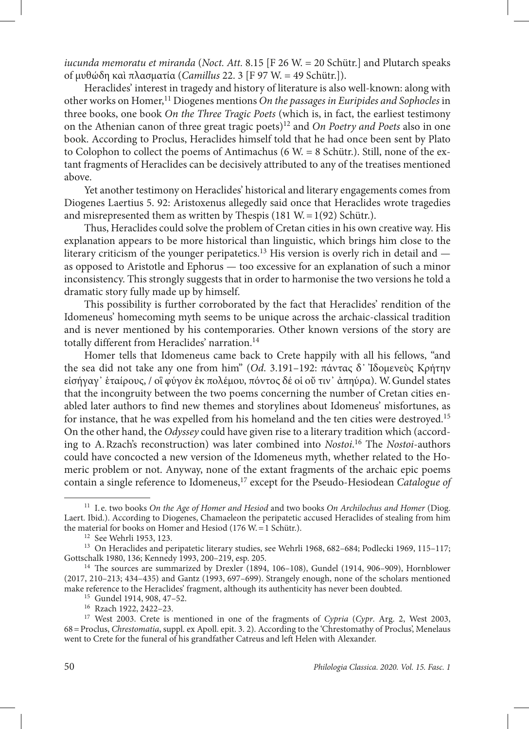*iucunda memoratu et miranda* (*Noct. Att.* 8.15 [F 26 W. = 20 Schütr.] and Plutarch speaks of μυθώδη καὶ πλασματία (*Camillus* 22. 3 [F 97 W. = 49 Schütr.]).

Heraclides' interest in tragedy and history of literature is also well-known: along with other works on Homer,[11] Diogenes mentions *On the passages in Euripides and Sophocles* in three books, one book *On the Three Tragic Poets* (which is, in fact, the earliest testimony on the Athenian canon of three great tragic poets)[12] and *On Poetry and Poets* also in one book. According to Proclus, Heraclides himself told that he had once been sent by Plato to Colophon to collect the poems of Antimachus (6 W. = 8 Schütr.). Still, none of the extant fragments of Heraclides can be decisively attributed to any of the treatises mentioned above.

Yet another testimony on Heraclides' historical and literary engagements comes from Diogenes Laertius 5. 92: Aristoxenus allegedly said once that Heraclides wrote tragedies and misrepresented them as written by Thespis (181 W. = 1(92) Schütr.).

Thus, Heraclides could solve the problem of Cretan cities in his own creative way. His explanation appears to be more historical than linguistic, which brings him close to the literary criticism of the younger peripatetics.[13] His version is overly rich in detail and — as opposed to Aristotle and Ephorus — too excessive for an explanation of such a minor inconsistency. This strongly suggests that in order to harmonise the two versions he told a dramatic story fully made up by himself.

This possibility is further corroborated by the fact that Heraclides' rendition of the Idomeneus' homecoming myth seems to be unique across the archaic-classical tradition and is never mentioned by his contemporaries. Other known versions of the story are totally different from Heraclides' narration.[14]

Homer tells that Idomeneus came back to Crete happily with all his fellows, "and the sea did not take any one from him" (*Od.* 3.191–192: πάντας δ᾽ Ἰδομενεὺς Κρήτην εἰσήγαγ᾽ ἑταίρους, / οἳ φύγον ἐκ πολέμου, πόντος δέ οἱ οὔ τιν᾽ ἀπηύρα). W. Gundel states that the incongruity between the two poems concerning the number of Cretan cities enabled later authors to find new themes and storylines about Idomeneus' misfortunes, as for instance, that he was expelled from his homeland and the ten cities were destroyed.[15] On the other hand, the *Odyssey* could have given rise to a literary tradition which (according to A. Rzach's reconstruction) was later combined into *Nostoi*.[16] The *Nostoi*-authors could have concocted a new version of the Idomeneus myth, whether related to the Homeric problem or not. Anyway, none of the extant fragments of the archaic epic poems contain a single reference to Idomeneus,[17] except for the Pseudo-Hesiodean *Catalogue of*

---

[11] I. e. two books *On the Age of Homer and Hesiod* and two books *On Archilochus and Homer* (Diog. Laert. Ibid.). According to Diogenes, Chamaeleon the peripatetic accused Heraclides of stealing from him the material for books on Homer and Hesiod (176 W. = 1 Schütr.).

[12] See Wehrli 1953, 123.

[13] On Heraclides and peripatetic literary studies, see Wehrli 1968, 682–684; Podlecki 1969, 115–117; Gottschalk 1980, 136; Kennedy 1993, 200–219, esp. 205.

[14] The sources are summarized by Drexler (1894, 106–108), Gundel (1914, 906–909), Hornblower (2017, 210–213; 434–435) and Gantz (1993, 697–699). Strangely enough, none of the scholars mentioned make reference to the Heraclides' fragment, although its authenticity has never been doubted.

[15] Gundel 1914, 908, 47–52.

[16] Rzach 1922, 2422–23.

[17] West 2003. Crete is mentioned in one of the fragments of *Cypria* (*Cypr*. Arg. 2, West 2003, 68 = Proclus, *Chrestomatia*, suppl. ex Apoll. epit. 3. 2). According to the 'Chrestomathy of Proclus', Menelaus went to Crete for the funeral of his grandfather Catreus and left Helen with Alexander.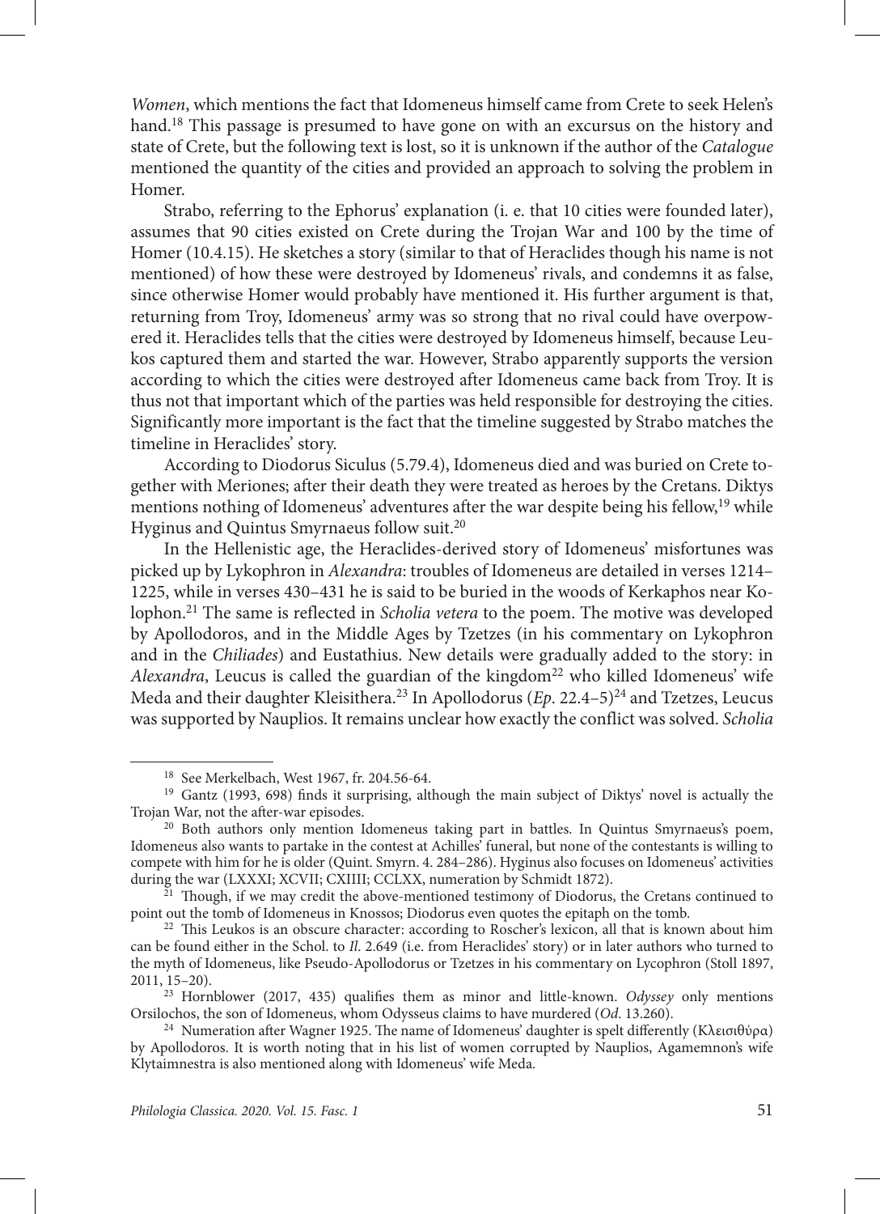*Women*, which mentions the fact that Idomeneus himself came from Crete to seek Helen's hand.[18] This passage is presumed to have gone on with an excursus on the history and state of Crete, but the following text is lost, so it is unknown if the author of the *Catalogue* mentioned the quantity of the cities and provided an approach to solving the problem in Homer.

Strabo, referring to the Ephorus' explanation (i. e. that 10 cities were founded later), assumes that 90 cities existed on Crete during the Trojan War and 100 by the time of Homer (10.4.15). He sketches a story (similar to that of Heraclides though his name is not mentioned) of how these were destroyed by Idomeneus' rivals, and condemns it as false, since otherwise Homer would probably have mentioned it. His further argument is that, returning from Troy, Idomeneus' army was so strong that no rival could have overpowered it. Heraclides tells that the cities were destroyed by Idomeneus himself, because Leukos captured them and started the war. However, Strabo apparently supports the version according to which the cities were destroyed after Idomeneus came back from Troy. It is thus not that important which of the parties was held responsible for destroying the cities. Significantly more important is the fact that the timeline suggested by Strabo matches the timeline in Heraclides' story.

According to Diodorus Siculus (5.79.4), Idomeneus died and was buried on Crete together with Meriones; after their death they were treated as heroes by the Cretans. Diktys mentions nothing of Idomeneus' adventures after the war despite being his fellow,[19] while Hyginus and Quintus Smyrnaeus follow suit.[20]

In the Hellenistic age, the Heraclides-derived story of Idomeneus' misfortunes was picked up by Lykophron in *Alexandra*: troubles of Idomeneus are detailed in verses 1214–1225, while in verses 430–431 he is said to be buried in the woods of Kerkaphos near Kolophon.[21] The same is reflected in *Scholia vetera* to the poem. The motive was developed by Apollodoros, and in the Middle Ages by Tzetzes (in his commentary on Lykophron and in the *Chiliades*) and Eustathius. New details were gradually added to the story: in *Alexandra*, Leucus is called the guardian of the kingdom[22] who killed Idomeneus' wife Meda and their daughter Kleisithera.[23] In Apollodorus (*Ep*. 22.4–5)[24] and Tzetzes, Leucus was supported by Nauplios. It remains unclear how exactly the conflict was solved. *Scholia*

---

[18] See Merkelbach, West 1967, fr. 204.56-64.

[19] Gantz (1993, 698) finds it surprising, although the main subject of Diktys' novel is actually the Trojan War, not the after-war episodes.

[20] Both authors only mention Idomeneus taking part in battles. In Quintus Smyrnaeus's poem, Idomeneus also wants to partake in the contest at Achilles' funeral, but none of the contestants is willing to compete with him for he is older (Quint. Smyrn. 4. 284–286). Hyginus also focuses on Idomeneus' activities during the war (LXXXI; XCVII; CXIIII; CCLXX, numeration by Schmidt 1872).

[21] Though, if we may credit the above-mentioned testimony of Diodorus, the Cretans continued to point out the tomb of Idomeneus in Knossos; Diodorus even quotes the epitaph on the tomb.

[22] This Leukos is an obscure character: according to Roscher's lexicon, all that is known about him can be found either in the Schol. to *Il*. 2.649 (i.e. from Heraclides' story) or in later authors who turned to the myth of Idomeneus, like Pseudo-Apollodorus or Tzetzes in his commentary on Lycophron (Stoll 1897, 2011, 15–20).

[23] Hornblower (2017, 435) qualifies them as minor and little-known. *Odyssey* only mentions Orsilochos, the son of Idomeneus, whom Odysseus claims to have murdered (*Od*. 13.260).

[24] Numeration after Wagner 1925. The name of Idomeneus' daughter is spelt differently (Κλεισιθύρα) by Apollodoros. It is worth noting that in his list of women corrupted by Nauplios, Agamemnon's wife Klytaimnestra is also mentioned along with Idomeneus' wife Meda.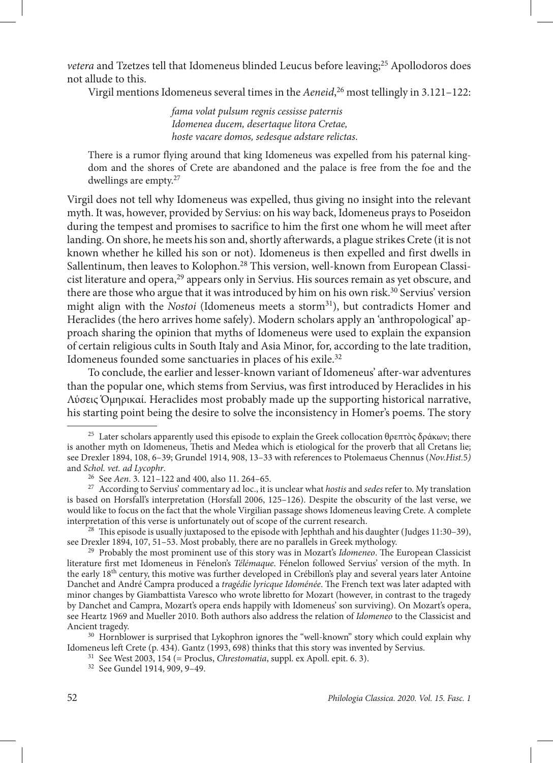*vetera* and Tzetzes tell that Idomeneus blinded Leucus before leaving;[25] Apollodoros does not allude to this.

Virgil mentions Idomeneus several times in the *Aeneid*,[26] most tellingly in 3.121–122:

> *fama volat pulsum regnis cessisse paternis*
> *Idomenea ducem, desertaque litora Cretae,*
> *hoste vacare domos, sedesque adstare relictas.*

> There is a rumor flying around that king Idomeneus was expelled from his paternal kingdom and the shores of Crete are abandoned and the palace is free from the foe and the dwellings are empty.[27]

Virgil does not tell why Idomeneus was expelled, thus giving no insight into the relevant myth. It was, however, provided by Servius: on his way back, Idomeneus prays to Poseidon during the tempest and promises to sacrifice to him the first one whom he will meet after landing. On shore, he meets his son and, shortly afterwards, a plague strikes Crete (it is not known whether he killed his son or not). Idomeneus is then expelled and first dwells in Sallentinum, then leaves to Kolophon.[28] This version, well-known from European Classicist literature and opera,[29] appears only in Servius. His sources remain as yet obscure, and there are those who argue that it was introduced by him on his own risk.[30] Servius' version might align with the *Nostoi* (Idomeneus meets a storm[31]), but contradicts Homer and Heraclides (the hero arrives home safely). Modern scholars apply an 'anthropological' approach sharing the opinion that myths of Idomeneus were used to explain the expansion of certain religious cults in South Italy and Asia Minor, for, according to the late tradition, Idomeneus founded some sanctuaries in places of his exile.[32]

To conclude, the earlier and lesser-known variant of Idomeneus' after-war adventures than the popular one, which stems from Servius, was first introduced by Heraclides in his Λύσεις Ὁμηρικαί. Heraclides most probably made up the supporting historical narrative, his starting point being the desire to solve the inconsistency in Homer's poems. The story

---

[25] Later scholars apparently used this episode to explain the Greek collocation θρεπτὸς δράκων; there is another myth on Idomeneus, Thetis and Medea which is etiological for the proverb that all Cretans lie; see Drexler 1894, 108, 6–39; Grundel 1914, 908, 13–33 with references to Ptolemaeus Chennus (*Nov.Hist.5)* and *Schol. vet. ad Lycophr*.

[26] See *Aen*. 3. 121–122 and 400, also 11. 264–65.

[27] According to Servius' commentary ad loc., it is unclear what *hostis* and *sedes* refer to. My translation is based on Horsfall's interpretation (Horsfall 2006, 125–126). Despite the obscurity of the last verse, we would like to focus on the fact that the whole Virgilian passage shows Idomeneus leaving Crete. A complete interpretation of this verse is unfortunately out of scope of the current research.

[28] This episode is usually juxtaposed to the episode with Jephthah and his daughter (Judges 11:30–39), see Drexler 1894, 107, 51–53. Most probably, there are no parallels in Greek mythology.

[29] Probably the most prominent use of this story was in Mozart's *Idomeneo*. The European Classicist literature first met Idomeneus in Fénelon's *Télémaque*. Fénelon followed Servius' version of the myth. In the early 18th century, this motive was further developed in Crébillon's play and several years later Antoine Danchet and André Campra produced a *tragédie lyricque Idoménée*. The French text was later adapted with minor changes by Giambattista Varesco who wrote libretto for Mozart (however, in contrast to the tragedy by Danchet and Campra, Mozart's opera ends happily with Idomeneus' son surviving). On Mozart's opera, see Heartz 1969 and Mueller 2010. Both authors also address the relation of *Idomeneo* to the Classicist and Ancient tragedy.

[30] Hornblower is surprised that Lykophron ignores the "well-known" story which could explain why Idomeneus left Crete (p. 434). Gantz (1993, 698) thinks that this story was invented by Servius.

[31] See West 2003, 154 (= Proclus, *Chrestomatia*, suppl. ex Apoll. epit. 6. 3).

[32] See Gundel 1914, 909, 9–49.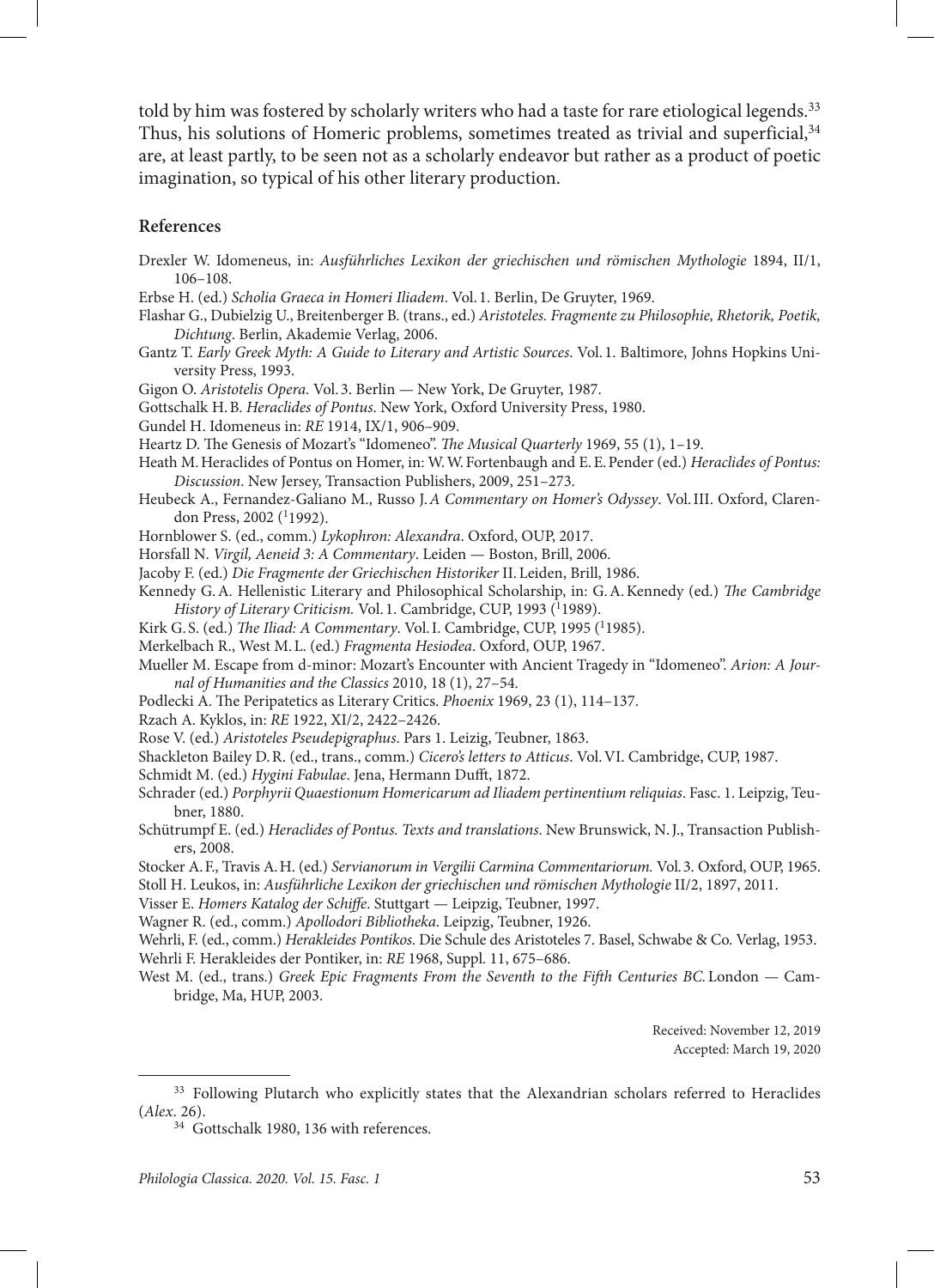told by him was fostered by scholarly writers who had a taste for rare etiological legends.[33] Thus, his solutions of Homeric problems, sometimes treated as trivial and superficial,[34] are, at least partly, to be seen not as a scholarly endeavor but rather as a product of poetic imagination, so typical of his other literary production.

## References

Drexler W. Idomeneus, in: *Ausführliches Lexikon der griechischen und römischen Mythologie* 1894, II/1, 106–108.

Erbse H. (ed.) *Scholia Graeca in Homeri Iliadem*. Vol. 1. Berlin, De Gruyter, 1969.

Flashar G., Dubielzig U., Breitenberger B. (trans., ed.) *Aristoteles. Fragmente zu Philosophie, Rhetorik, Poetik, Dichtung*. Berlin, Akademie Verlag, 2006.

Gantz T. *Early Greek Myth: A Guide to Literary and Artistic Sources*. Vol. 1. Baltimore, Johns Hopkins University Press, 1993.

Gigon O. *Aristotelis Opera*. Vol. 3. Berlin — New York, De Gruyter, 1987.

Gottschalk H. B. *Heraclides of Pontus*. New York, Oxford University Press, 1980.

Gundel H. Idomeneus in: *RE* 1914, IX/1, 906–909.

Heartz D. The Genesis of Mozart's "Idomeneo". *The Musical Quarterly* 1969, 55 (1), 1–19.

Heath M. Heraclides of Pontus on Homer, in: W. W. Fortenbaugh and E. E. Pender (ed.) *Heraclides of Pontus: Discussion*. New Jersey, Transaction Publishers, 2009, 251–273.

Heubeck A., Fernandez-Galiano M., Russo J. *A Commentary on Homer's Odyssey*. Vol. III. Oxford, Clarendon Press, 2002 ([1]1992).

Hornblower S. (ed., comm.) *Lykophron: Alexandra*. Oxford, OUP, 2017.

Horsfall N. *Virgil, Aeneid 3: A Commentary*. Leiden — Boston, Brill, 2006.

Jacoby F. (ed.) *Die Fragmente der Griechischen Historiker* II. Leiden, Brill, 1986.

Kennedy G. A. Hellenistic Literary and Philosophical Scholarship, in: G. A. Kennedy (ed.) *The Cambridge History of Literary Criticism*. Vol. 1. Cambridge, CUP, 1993 ([1]1989).

Kirk G. S. (ed.) *The Iliad: A Commentary*. Vol. I. Cambridge, CUP, 1995 ([1]1985).

Merkelbach R., West M. L. (ed.) *Fragmenta Hesiodea*. Oxford, OUP, 1967.

Mueller M. Escape from d-minor: Mozart's Encounter with Ancient Tragedy in "Idomeneo". *Arion: A Journal of Humanities and the Classics* 2010, 18 (1), 27–54.

Podlecki A. The Peripatetics as Literary Critics. *Phoenix* 1969, 23 (1), 114–137.

Rzach A. Kyklos, in: *RE* 1922, XI/2, 2422–2426.

Rose V. (ed.) *Aristoteles Pseudepigraphus*. Pars 1. Leizig, Teubner, 1863.

Shackleton Bailey D. R. (ed., trans., comm.) *Cicero's letters to Atticus*. Vol. VI. Cambridge, CUP, 1987.

Schmidt M. (ed.) *Hygini Fabulae*. Jena, Hermann Dufft, 1872.

Schrader (ed.) *Porphyrii Quaestionum Homericarum ad Iliadem pertinentium reliquias*. Fasc. 1. Leipzig, Teubner, 1880.

Schütrumpf E. (ed.) *Heraclides of Pontus. Texts and translations*. New Brunswick, N. J., Transaction Publishers, 2008.

Stocker A. F., Travis A. H. (ed.) *Servianorum in Vergilii Carmina Commentariorum*. Vol. 3. Oxford, OUP, 1965.

Stoll H. Leukos, in: *Ausführliche Lexikon der griechischen und römischen Mythologie* II/2, 1897, 2011.

Visser E. *Homers Katalog der Schiffe*. Stuttgart — Leipzig, Teubner, 1997.

Wagner R. (ed., comm.) *Apollodori Bibliotheka*. Leipzig, Teubner, 1926.

Wehrli, F. (ed., comm.) *Herakleides Pontikos*. Die Schule des Aristoteles 7. Basel, Schwabe & Co. Verlag, 1953.

Wehrli F. Herakleides der Pontiker, in: *RE* 1968, Suppl. 11, 675–686.

West M. (ed., trans.) *Greek Epic Fragments From the Seventh to the Fifth Centuries BC.* London — Cambridge, Ma, HUP, 2003.

Received: November 12, 2019
Accepted: March 19, 2020

---

[33] Following Plutarch who explicitly states that the Alexandrian scholars referred to Heraclides (*Alex.* 26).

[34] Gottschalk 1980, 136 with references.